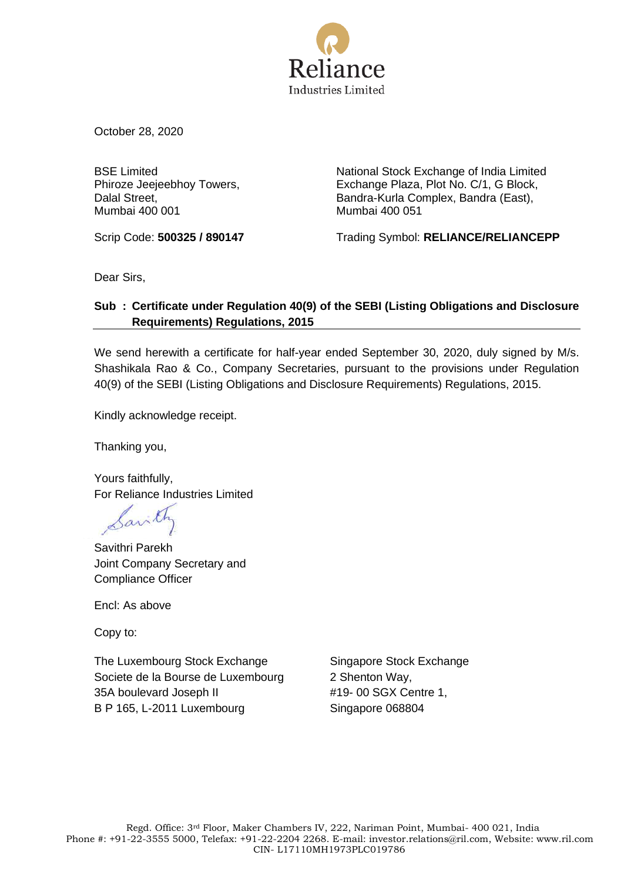Reliance
Industries Limited

October 28, 2020

BSE Limited
Phiroze Jeejeebhoy Towers,
Dalal Street,
Mumbai 400 001

Scrip Code: **500325 / 890147**

National Stock Exchange of India Limited
Exchange Plaza, Plot No. C/1, G Block,
Bandra-Kurla Complex, Bandra (East),
Mumbai 400 051

Trading Symbol: **RELIANCE/RELIANCEPP**

Dear Sirs,

**Sub : Certificate under Regulation 40(9) of the SEBI (Listing Obligations and Disclosure Requirements) Regulations, 2015**

We send herewith a certificate for half-year ended September 30, 2020, duly signed by M/s. Shashikala Rao & Co., Company Secretaries, pursuant to the provisions under Regulation 40(9) of the SEBI (Listing Obligations and Disclosure Requirements) Regulations, 2015.

Kindly acknowledge receipt.

Thanking you,

Yours faithfully,
For Reliance Industries Limited

Savithri Parekh
Joint Company Secretary and
Compliance Officer

Encl: As above

Copy to:

The Luxembourg Stock Exchange
Societe de la Bourse de Luxembourg
35A boulevard Joseph II
B P 165, L-2011 Luxembourg

Singapore Stock Exchange
2 Shenton Way,
#19- 00 SGX Centre 1,
Singapore 068804

Regd. Office: 3rd Floor, Maker Chambers IV, 222, Nariman Point, Mumbai- 400 021, India
Phone #: +91-22-3555 5000, Telefax: +91-22-2204 2268. E-mail: investor.relations@ril.com, Website: www.ril.com
CIN- L17110MH1973PLC019786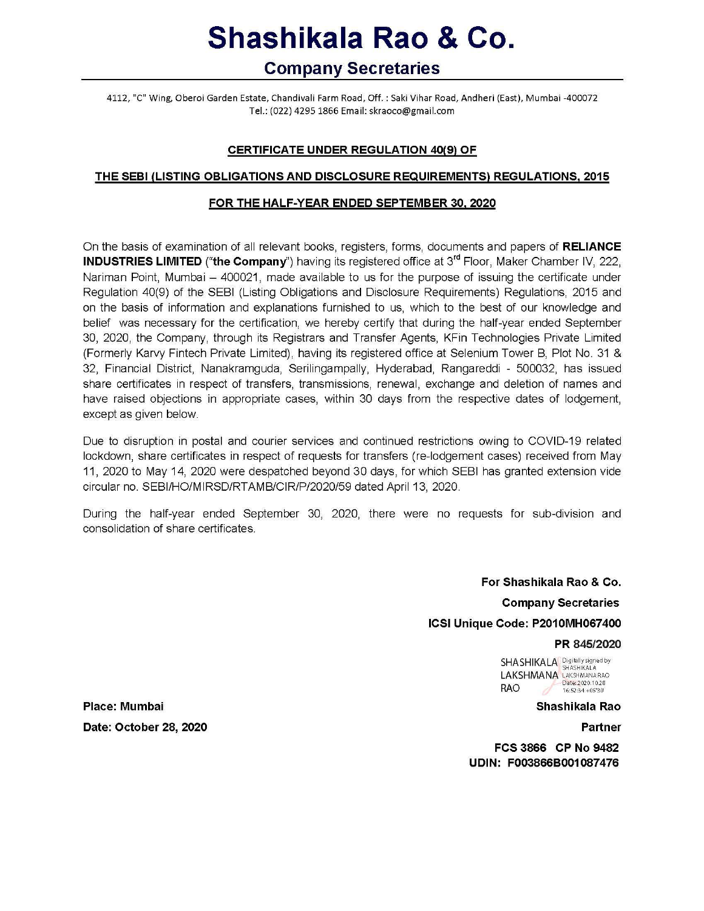# Shashikala Rao & Co.

## Company Secretaries

4112, "C" Wing, Oberoi Garden Estate, Chandivali Farm Road, Off.: Saki Vihar Road, Andheri (East), Mumbai -400072
Tel.: (022) 4295 1866 Email: skraoco@gmail.com

**CERTIFICATE UNDER REGULATION 40(9) OF**

**THE SEBI (LISTING OBLIGATIONS AND DISCLOSURE REQUIREMENTS) REGULATIONS, 2015**

**FOR THE HALF-YEAR ENDED SEPTEMBER 30, 2020**

On the basis of examination of all relevant books, registers, forms, documents and papers of **RELIANCE INDUSTRIES LIMITED** ("**the Company**") having its registered office at 3rd Floor, Maker Chamber IV, 222, Nariman Point, Mumbai – 400021, made available to us for the purpose of issuing the certificate under Regulation 40(9) of the SEBI (Listing Obligations and Disclosure Requirements) Regulations, 2015 and on the basis of information and explanations furnished to us, which to the best of our knowledge and belief was necessary for the certification, we hereby certify that during the half-year ended September 30, 2020, the Company, through its Registrars and Transfer Agents, KFin Technologies Private Limited (Formerly Karvy Fintech Private Limited), having its registered office at Selenium Tower B, Plot No. 31 & 32, Financial District, Nanakramguda, Serilingampally, Hyderabad, Rangareddi - 500032, has issued share certificates in respect of transfers, transmissions, renewal, exchange and deletion of names and have raised objections in appropriate cases, within 30 days from the respective dates of lodgement, except as given below.

Due to disruption in postal and courier services and continued restrictions owing to COVID-19 related lockdown, share certificates in respect of requests for transfers (re-lodgement cases) received from May 11, 2020 to May 14, 2020 were despatched beyond 30 days, for which SEBI has granted extension vide circular no. SEBI/HO/MIRSD/RTAMB/CIR/P/2020/59 dated April 13, 2020.

During the half-year ended September 30, 2020, there were no requests for sub-division and consolidation of share certificates.

**For Shashikala Rao & Co.**

**Company Secretaries**

**ICSI Unique Code: P2010MH067400**

**PR 845/2020**

SHASHIKALA LAKSHMANA RAO
Digitally signed by SHASHIKALA LAKSHMANA RAO
Date: 2020.10.28 16:52:34 +05'30'

**Place: Mumbai**

**Date: October 28, 2020**

**Shashikala Rao**

**Partner**

**FCS 3866 CP No 9482**

**UDIN: F003866B001087476**